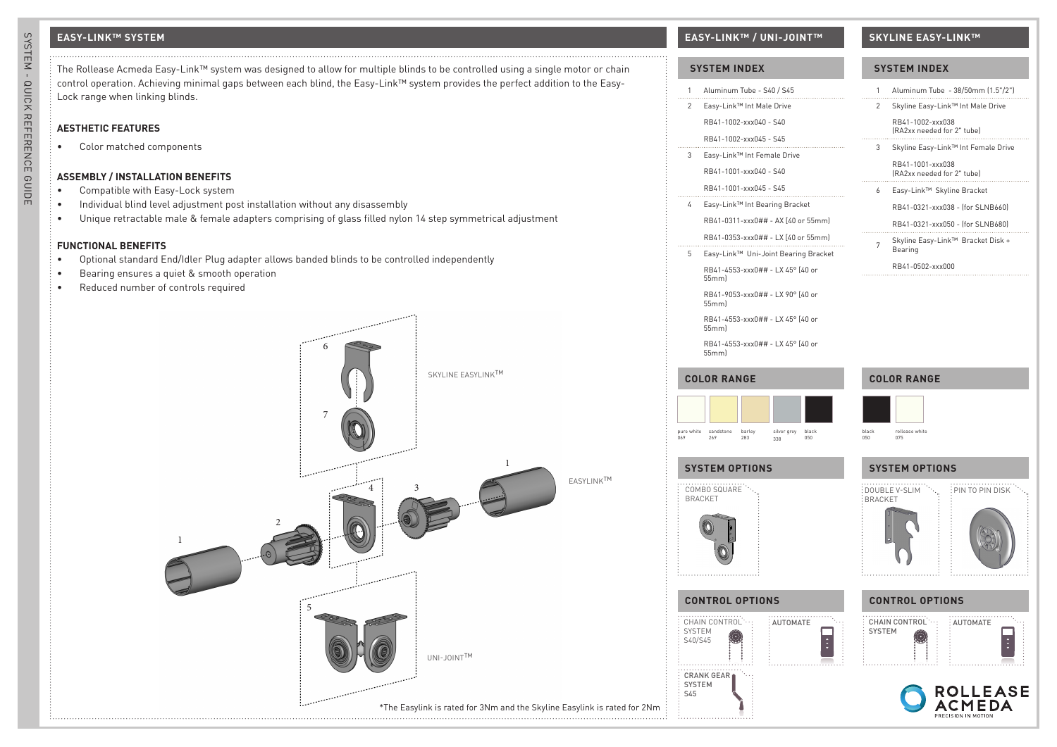## EASY-LINK™ SYSTEM

The Rollease Acmeda Easy-Link™ system was designed to allow for multiple blinds to be controlled using a single motor or chain control operation. Achieving minimal gaps between each blind, the Easy-Link™ system provides the perfect addition to the Easy-Lock range when linking blinds.

### AESTHETIC FEATURES

- Color matched components

### ASSEMBLY / INSTALLATION BENEFITS

- Compatible with Easy-Lock system
- Individual blind level adjustment post installation without any disassembly
- Unique retractable male & female adapters comprising of glass filled nylon 14 step symmetrical adjustment

### FUNCTIONAL BENEFITS

- Optional standard End/Idler Plug adapter allows banded blinds to be controlled independently
- Bearing ensures a quiet & smooth operation
- Reduced number of controls required

SKYLINE EASYLINK™

EASYLINK™

UNI-JOINT™

*The Easylink is rated for 3Nm and the Skyline Easylink is rated for 2Nm

## EASY-LINK™ / UNI-JOINT™

### SYSTEM INDEX

1. Aluminum Tube - S40 / S45
2. Easy-Link™ Int Male Drive
   - RB41-1002-xxx040 - S40
   - RB41-1002-xxx045 - S45
3. Easy-Link™ Int Female Drive
   - RB41-1001-xxx040 - S40
   - RB41-1001-xxx045 - S45
4. Easy-Link™ Int Bearing Bracket
   - RB41-0311-xxx0## - AX (40 or 55mm)
   - RB41-0353-xxx0## - LX (40 or 55mm)
5. Easy-Link™ Uni-Joint Bearing Bracket
   - RB41-4553-xxx0## - LX 45° (40 or 55mm)
   - RB41-9053-xxx0## - LX 90° (40 or 55mm)
   - RB41-4553-xxx0## - LX 45° (40 or 55mm)
   - RB41-4553-xxx0## - LX 45° (40 or 55mm)

### COLOR RANGE

pure white 069, sandstone 269, barley 283, silver grey 338, black 050

### SYSTEM OPTIONS

COMBO SQUARE BRACKET

### CONTROL OPTIONS

CHAIN CONTROL SYSTEM S40/S45

AUTOMATE

CRANK GEAR SYSTEM S45

## SKYLINE EASY-LINK™

### SYSTEM INDEX

1. Aluminum Tube - 38/50mm (1.5"/2")
2. Skyline Easy-Link™ Int Male Drive
   - RB41-1002-xxx038 (RA2xx needed for 2" tube)
3. Skyline Easy-Link™ Int Female Drive
   - RB41-1001-xxx038 (RA2xx needed for 2" tube)
6. Easy-Link™ Skyline Bracket
   - RB41-0321-xxx038 - (for SLNB660)
   - RB41-0321-xxx050 - (for SLNB680)
7. Skyline Easy-Link™ Bracket Disk + Bearing
   - RB41-0502-xxx000

### COLOR RANGE

black 050, rollease white 075

### SYSTEM OPTIONS

DOUBLE V-SLIM BRACKET

PIN TO PIN DISK

### CONTROL OPTIONS

CHAIN CONTROL SYSTEM

AUTOMATE

ROLLEASE ACMEDA PRECISION IN MOTION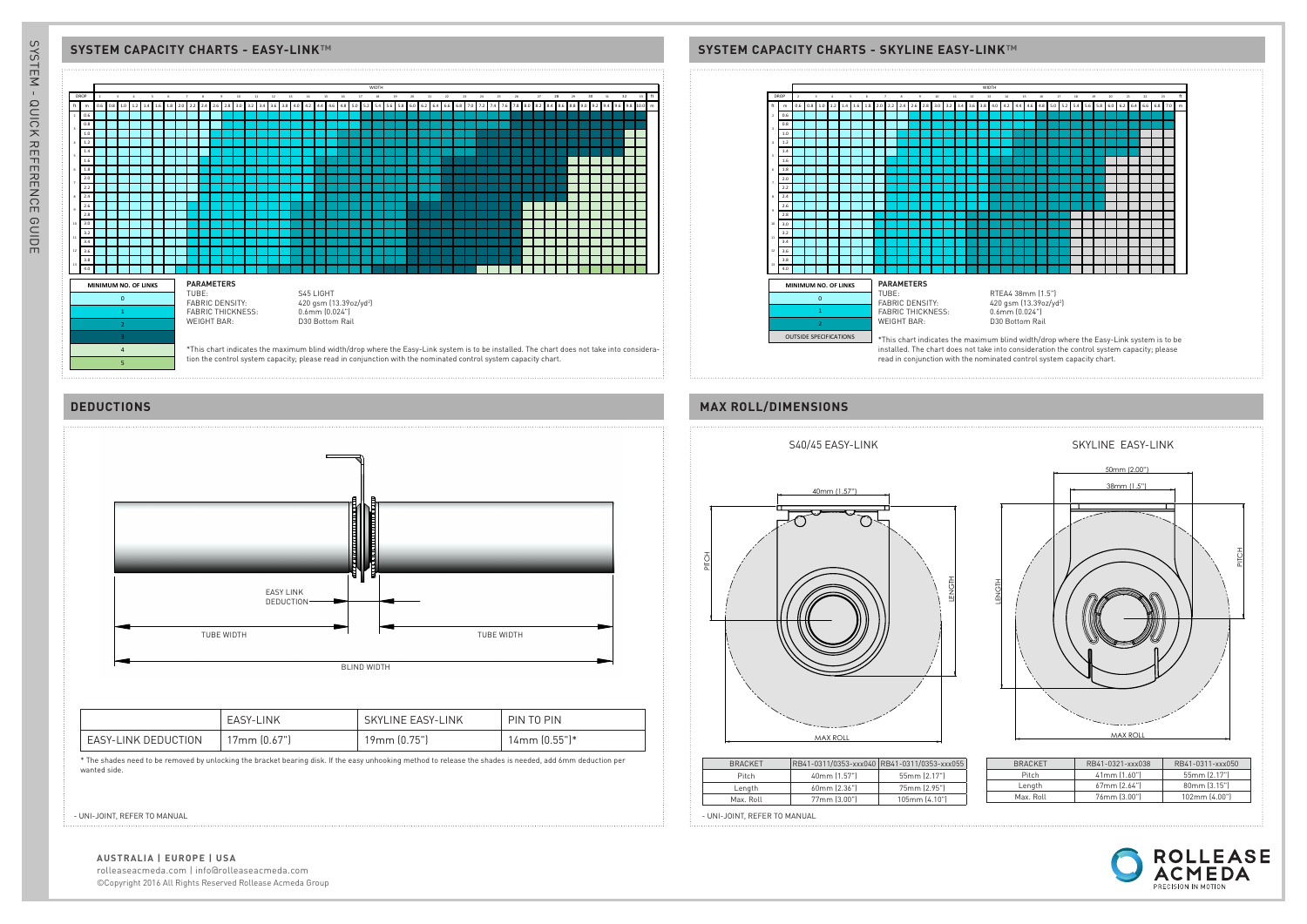## SYSTEM CAPACITY CHARTS - EASY-LINK™

WIDTH

DROP

ft m

MINIMUM NO. OF LINKS

0
1
2
3
4
5

**PARAMETERS**

| | |
|---|---|
| TUBE: | S45 LIGHT |
| FABRIC DENSITY: | 420 gsm (13.39oz/yd²) |
| FABRIC THICKNESS: | 0.6mm (0.024") |
| WEIGHT BAR: | D30 Bottom Rail |

*This chart indicates the maximum blind width/drop where the Easy-Link system is to be installed. The chart does not take into consideration the control system capacity; please read in conjunction with the nominated control system capacity chart.

## SYSTEM CAPACITY CHARTS - SKYLINE EASY-LINK™

WIDTH

DROP

ft m

MINIMUM NO. OF LINKS

0
1
2
OUTSIDE SPECIFICATIONS

**PARAMETERS**

| | |
|---|---|
| TUBE: | RTEA4 38mm (1.5") |
| FABRIC DENSITY: | 420 gsm (13.39oz/yd²) |
| FABRIC THICKNESS: | 0.6mm (0.024") |
| WEIGHT BAR: | D30 Bottom Rail |

*This chart indicates the maximum blind width/drop where the Easy-Link system is to be installed. The chart does not take into consideration the control system capacity; please read in conjunction with the nominated control system capacity chart.

## DEDUCTIONS

EASY LINK DEDUCTION

TUBE WIDTH

TUBE WIDTH

BLIND WIDTH

| | EASY-LINK | SKYLINE EASY-LINK | PIN TO PIN |
|---|---|---|---|
| EASY-LINK DEDUCTION | 17mm (0.67") | 19mm (0.75") | 14mm (0.55")* |

* The shades need to be removed by unlocking the bracket bearing disk. If the easy unhooking method to release the shades is needed, add 6mm deduction per wanted side.

- UNI-JOINT, REFER TO MANUAL

## MAX ROLL/DIMENSIONS

S40/45 EASY-LINK

40mm (1.57")

PITCH

LENGTH

MAX ROLL

| BRACKET | RB41-0311/0353-xxx040 | RB41-0311/0353-xxx055 |
|---|---|---|
| Pitch | 40mm (1.57") | 55mm (2.17") |
| Length | 60mm (2.36") | 75mm (2.95") |
| Max. Roll | 77mm (3.00") | 105mm (4.10") |

SKYLINE EASY-LINK

50mm (2.00")

38mm (1.5")

PITCH

LENGTH

MAX ROLL

| BRACKET | RB41-0321-xxx038 | RB41-0311-xxx050 |
|---|---|---|
| Pitch | 41mm (1.60") | 55mm (2.17") |
| Length | 67mm (2.64") | 80mm (3.15") |
| Max. Roll | 76mm (3.00") | 102mm (4.00") |

- UNI-JOINT, REFER TO MANUAL

**AUSTRALIA | EUROPE | USA**

rolleaseacmeda.com | info@rolleaseacmeda.com

©Copyright 2016 All Rights Reserved Rollease Acmeda Group

ROLLEASE ACMEDA
PRECISION IN MOTION